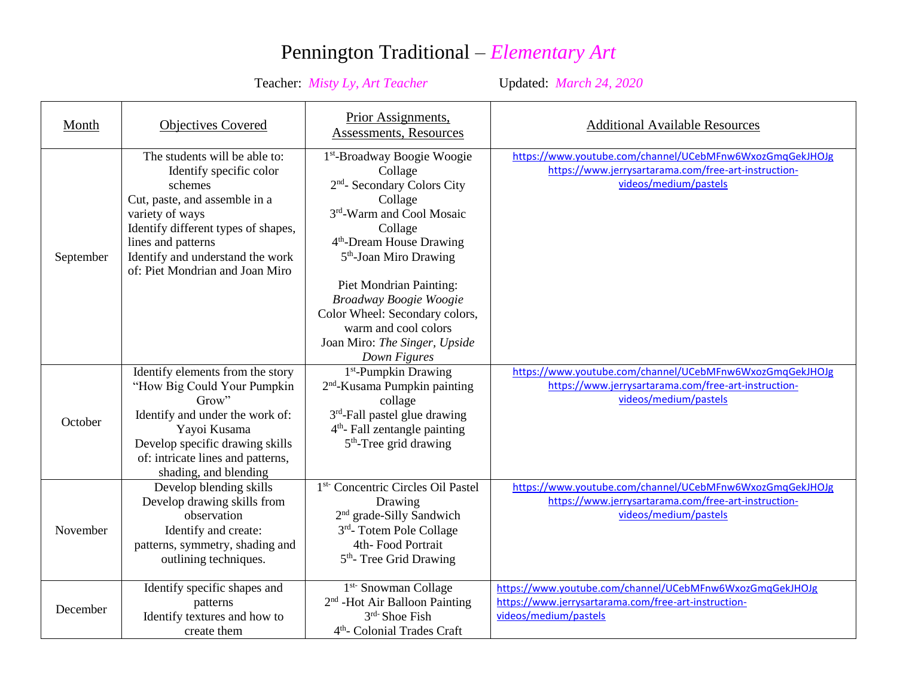# Pennington Traditional – *Elementary Art*

Teacher: *Misty Ly, Art Teacher* Updated: *March 24, 2020*

| Month | Objectives Covered | Prior Assignments, Assessments, Resources | Additional Available Resources |
|---|---|---|---|
| September | The students will be able to: Identify specific color schemes<br>Cut, paste, and assemble in a variety of ways<br>Identify different types of shapes, lines and patterns<br>Identify and understand the work of: Piet Mondrian and Joan Miro | 1st-Broadway Boogie Woogie Collage<br>2nd- Secondary Colors City Collage<br>3rd-Warm and Cool Mosaic Collage<br>4th-Dream House Drawing<br>5th-Joan Miro Drawing<br><br>Piet Mondrian Painting: *Broadway Boogie Woogie*<br>Color Wheel: Secondary colors, warm and cool colors<br>Joan Miro: *The Singer, Upside Down Figures* | https://www.youtube.com/channel/UCebMFnw6WxozGmqGekJHOJg<br>https://www.jerrysartarama.com/free-art-instruction-videos/medium/pastels |
| October | Identify elements from the story "How Big Could Your Pumpkin Grow"<br>Identify and under the work of: Yayoi Kusama<br>Develop specific drawing skills of: intricate lines and patterns, shading, and blending | 1st-Pumpkin Drawing<br>2nd-Kusama Pumpkin painting collage<br>3rd-Fall pastel glue drawing<br>4th- Fall zentangle painting<br>5th-Tree grid drawing | https://www.youtube.com/channel/UCebMFnw6WxozGmqGekJHOJg<br>https://www.jerrysartarama.com/free-art-instruction-videos/medium/pastels |
| November | Develop blending skills<br>Develop drawing skills from observation<br>Identify and create: patterns, symmetry, shading and outlining techniques. | 1st- Concentric Circles Oil Pastel Drawing<br>2nd grade-Silly Sandwich<br>3rd- Totem Pole Collage<br>4th- Food Portrait<br>5th- Tree Grid Drawing | https://www.youtube.com/channel/UCebMFnw6WxozGmqGekJHOJg<br>https://www.jerrysartarama.com/free-art-instruction-videos/medium/pastels |
| December | Identify specific shapes and patterns<br>Identify textures and how to create them | 1st- Snowman Collage<br>2nd -Hot Air Balloon Painting<br>3rd- Shoe Fish<br>4th- Colonial Trades Craft | https://www.youtube.com/channel/UCebMFnw6WxozGmqGekJHOJg<br>https://www.jerrysartarama.com/free-art-instruction-videos/medium/pastels |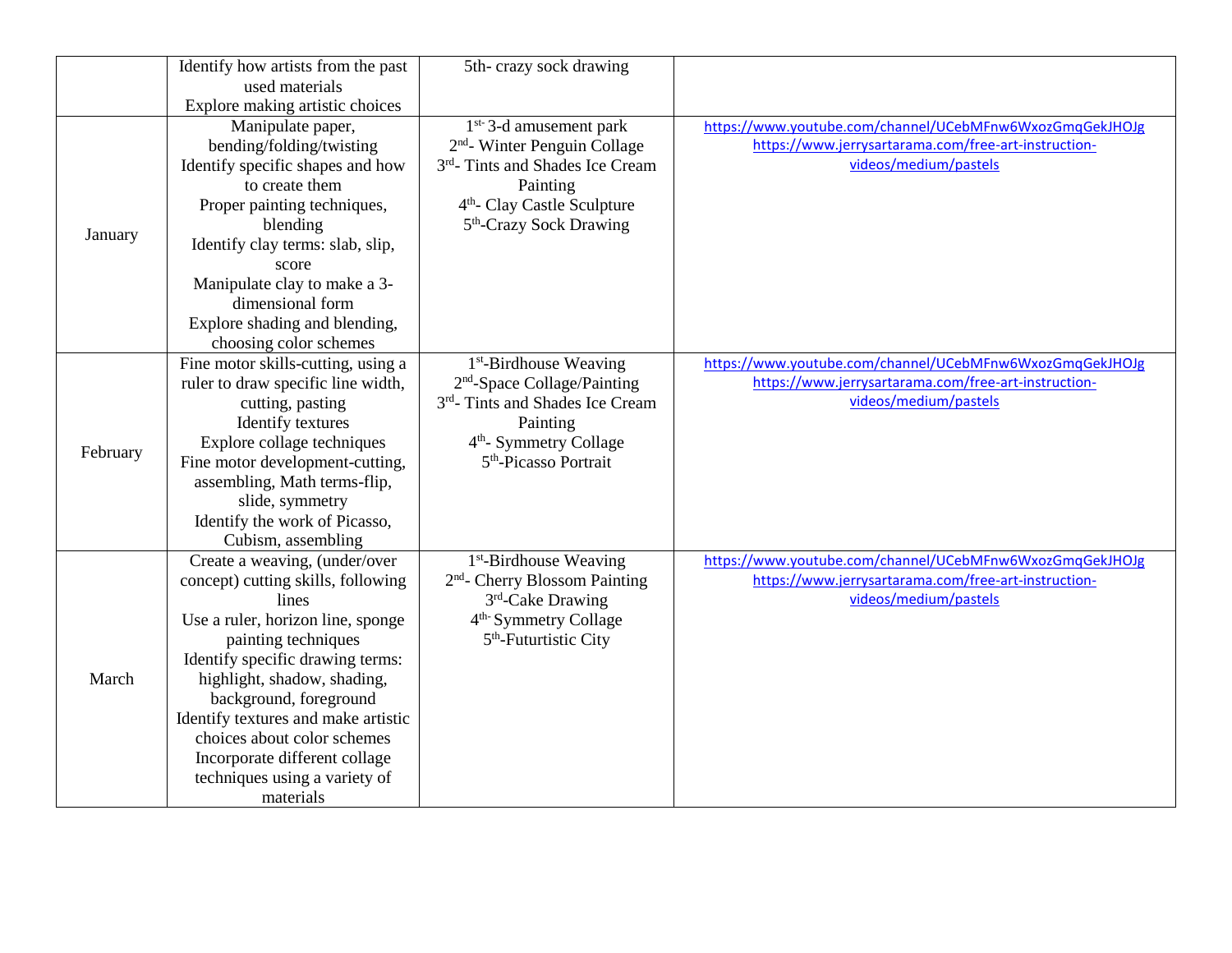| | | | |
|---|---|---|---|
| | Identify how artists from the past used materials<br>Explore making artistic choices | 5th- crazy sock drawing | |
| January | Manipulate paper, bending/folding/twisting<br>Identify specific shapes and how to create them<br>Proper painting techniques, blending<br>Identify clay terms: slab, slip, score<br>Manipulate clay to make a 3-dimensional form<br>Explore shading and blending, choosing color schemes | 1st- 3-d amusement park<br>2nd- Winter Penguin Collage<br>3rd- Tints and Shades Ice Cream Painting<br>4th- Clay Castle Sculpture<br>5th-Crazy Sock Drawing | https://www.youtube.com/channel/UCebMFnw6WxozGmqGekJHOJg<br>https://www.jerrysartarama.com/free-art-instruction-videos/medium/pastels |
| February | Fine motor skills-cutting, using a ruler to draw specific line width, cutting, pasting<br>Identify textures<br>Explore collage techniques<br>Fine motor development-cutting, assembling, Math terms-flip, slide, symmetry<br>Identify the work of Picasso, Cubism, assembling | 1st-Birdhouse Weaving<br>2nd-Space Collage/Painting<br>3rd- Tints and Shades Ice Cream Painting<br>4th- Symmetry Collage<br>5th-Picasso Portrait | https://www.youtube.com/channel/UCebMFnw6WxozGmqGekJHOJg<br>https://www.jerrysartarama.com/free-art-instruction-videos/medium/pastels |
| March | Create a weaving, (under/over concept) cutting skills, following lines<br>Use a ruler, horizon line, sponge painting techniques<br>Identify specific drawing terms: highlight, shadow, shading, background, foreground<br>Identify textures and make artistic choices about color schemes<br>Incorporate different collage techniques using a variety of materials | 1st-Birdhouse Weaving<br>2nd- Cherry Blossom Painting<br>3rd-Cake Drawing<br>4th- Symmetry Collage<br>5th-Futuristic City | https://www.youtube.com/channel/UCebMFnw6WxozGmqGekJHOJg<br>https://www.jerrysartarama.com/free-art-instruction-videos/medium/pastels |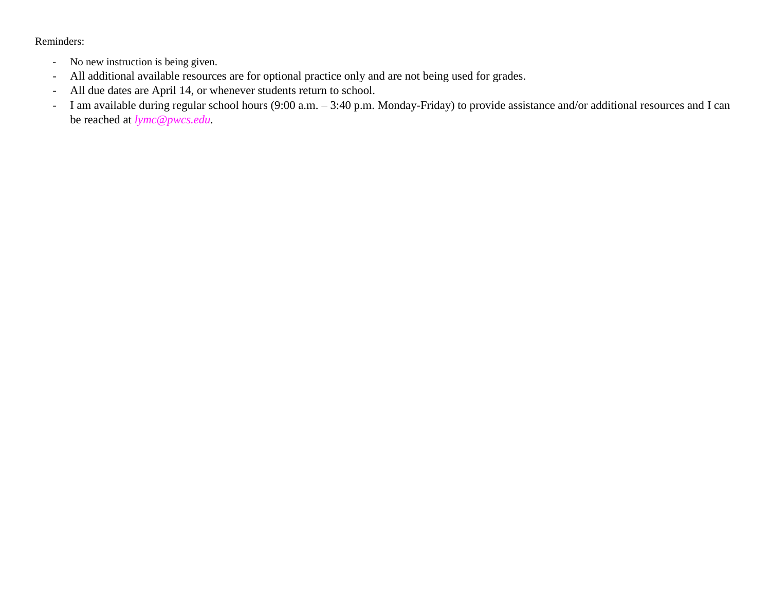Reminders:

- No new instruction is being given.
- All additional available resources are for optional practice only and are not being used for grades.
- All due dates are April 14, or whenever students return to school.
- I am available during regular school hours (9:00 a.m. – 3:40 p.m. Monday-Friday) to provide assistance and/or additional resources and I can be reached at *lymc@pwcs.edu*.